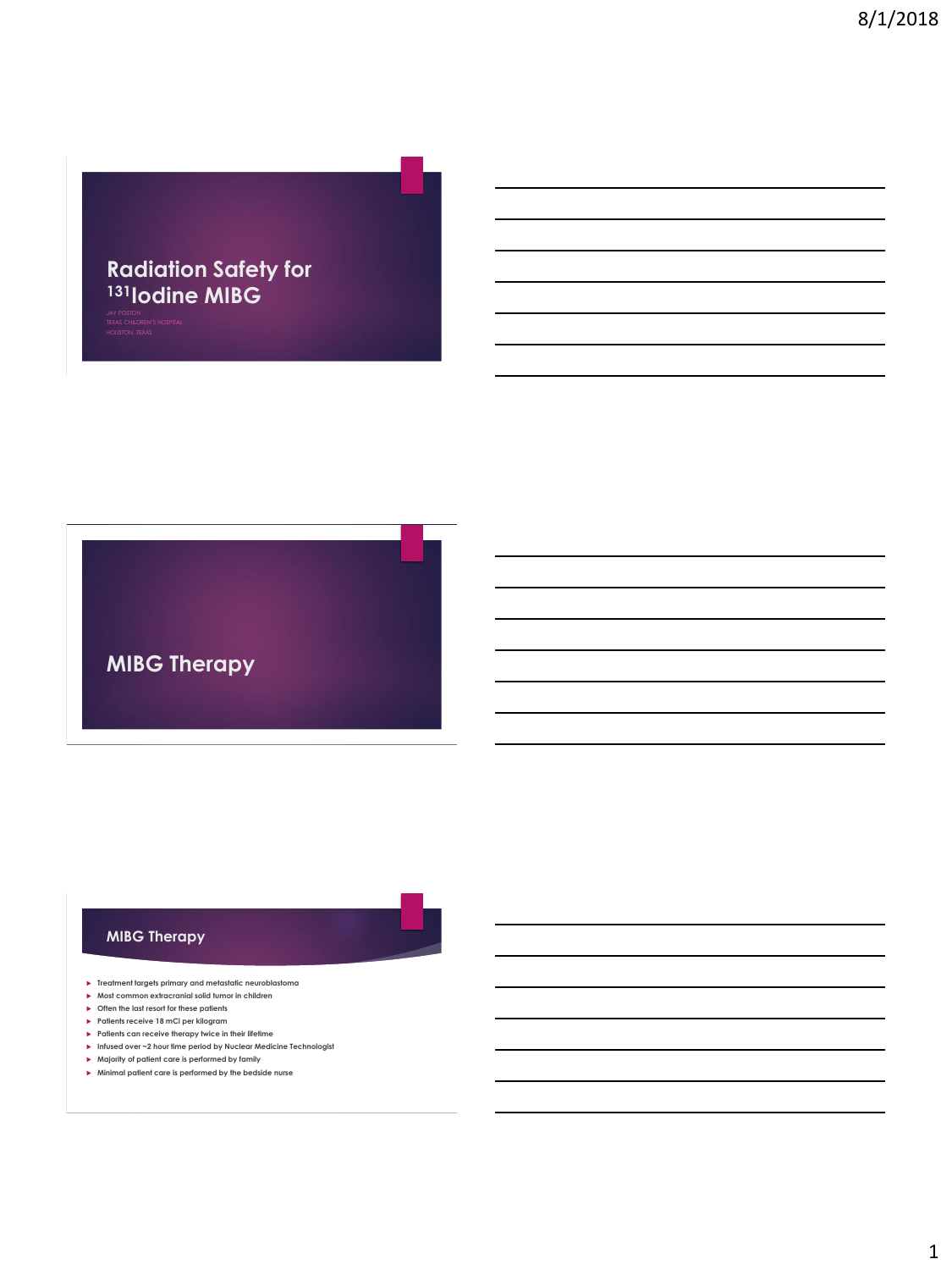# Radiation Safety for $^{131}$Iodine MIBG

JAY POSTON
TEXAS CHILDREN'S HOSPITAL
HOUSTON, TEXAS

## MIBG Therapy

## MIBG Therapy

- Treatment targets primary and metastatic neuroblastoma
- Most common extracranial solid tumor in children
- Often the last resort for these patients
- Patients receive 18 mCi per kilogram
- Patients can receive therapy twice in their lifetime
- Infused over ~2 hour time period by Nuclear Medicine Technologist
- Majority of patient care is performed by family
- Minimal patient care is performed by the bedside nurse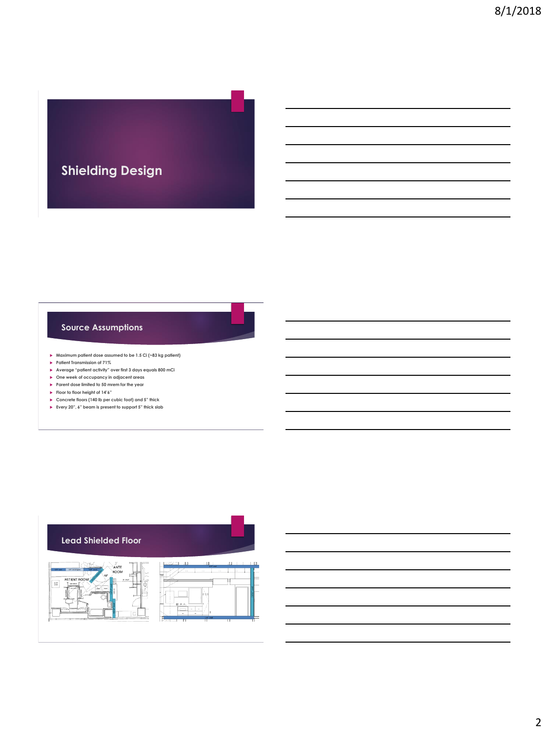# Shielding Design

## Source Assumptions

- Maximum patient dose assumed to be 1.5 Ci (~83 kg patient)
- Patient Transmission of 71%
- Average "patient activity" over first 3 days equals 800 mCi
- One week of occupancy in adjacent areas
- Parent dose limited to 50 mrem for the year
- Floor to floor height of 14'6"
- Concrete floors (140 lb per cubic foot) and 5" thick
- Every 20", 6" beam is present to support 5" thick slab

## Lead Shielded Floor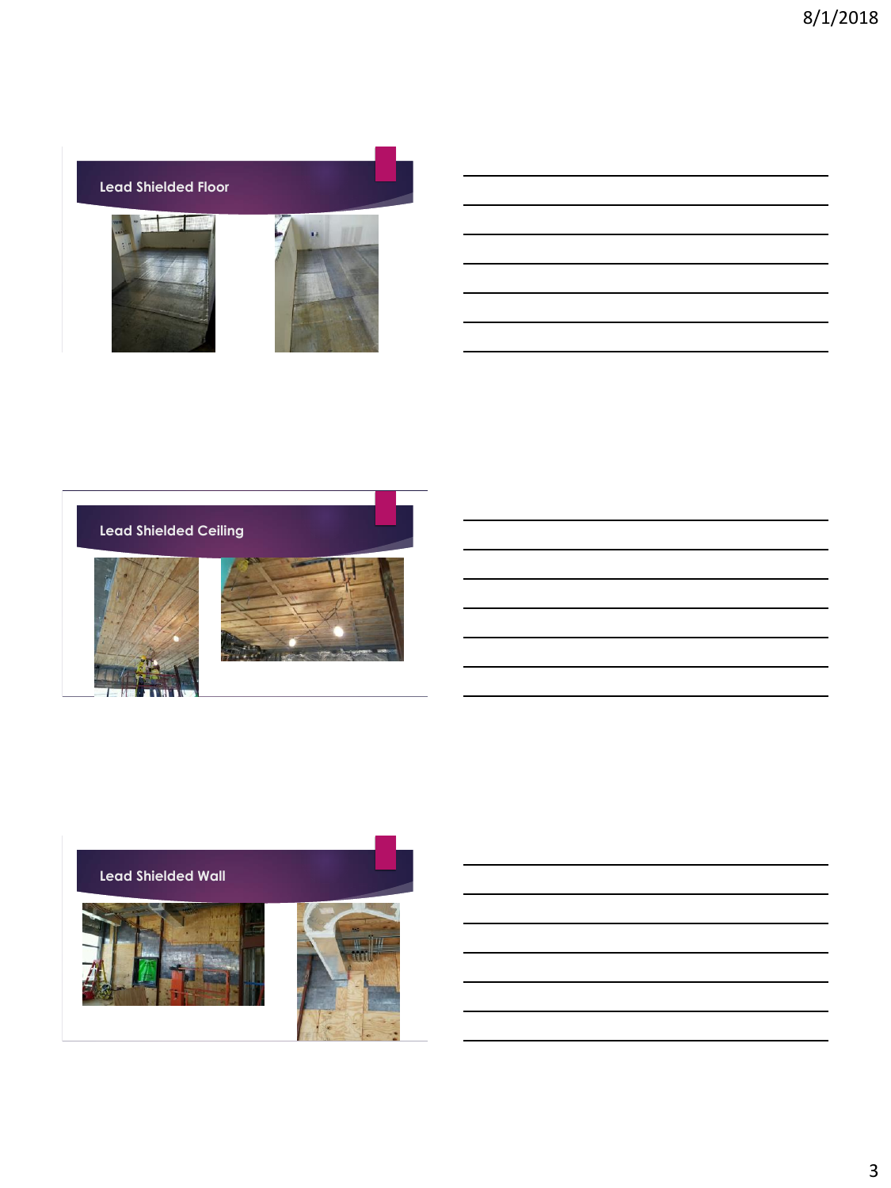## Lead Shielded Floor

## Lead Shielded Ceiling

## Lead Shielded Wall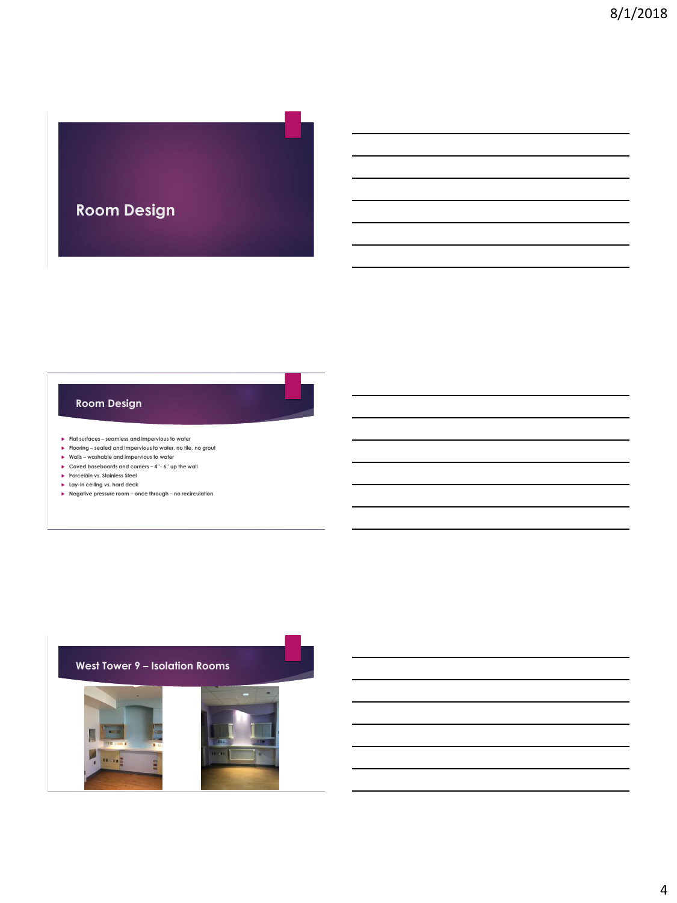# Room Design

## Room Design

- Flat surfaces – seamless and impervious to water
- Flooring – sealed and impervious to water, no tile, no grout
- Walls – washable and impervious to water
- Coved baseboards and corners – 4"- 6" up the wall
- Porcelain vs. Stainless Steel
- Lay-in ceiling vs. hard deck
- Negative pressure room – once through – no recirculation

## West Tower 9 – Isolation Rooms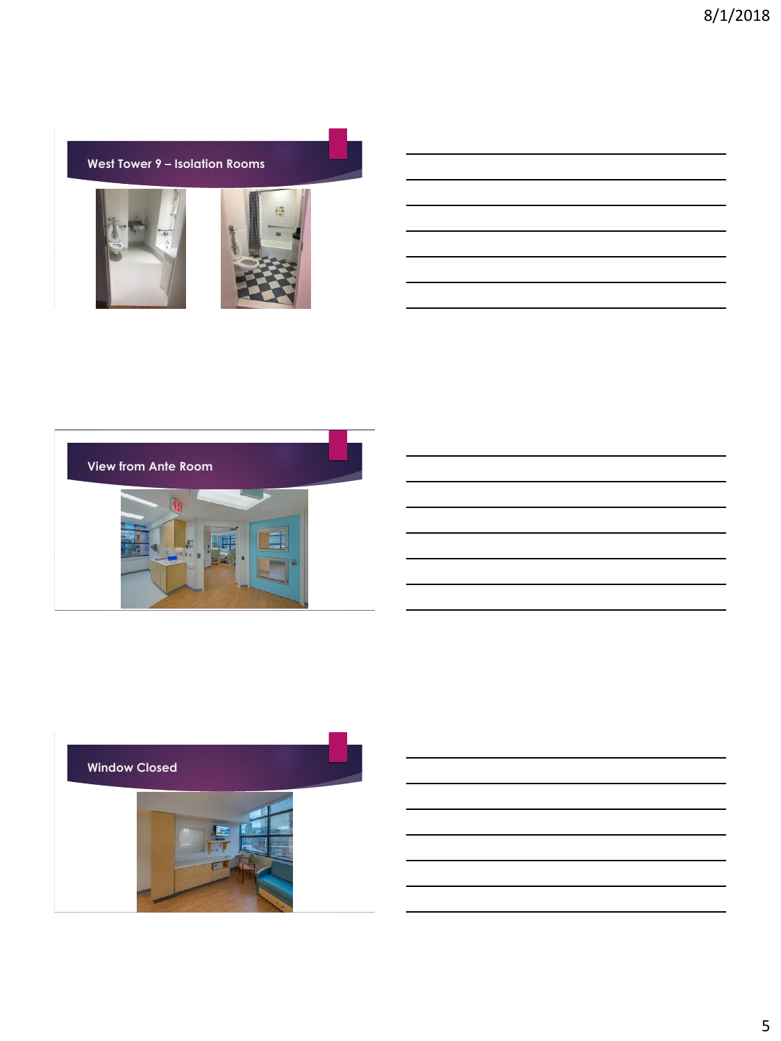## West Tower 9 – Isolation Rooms

## View from Ante Room

## Window Closed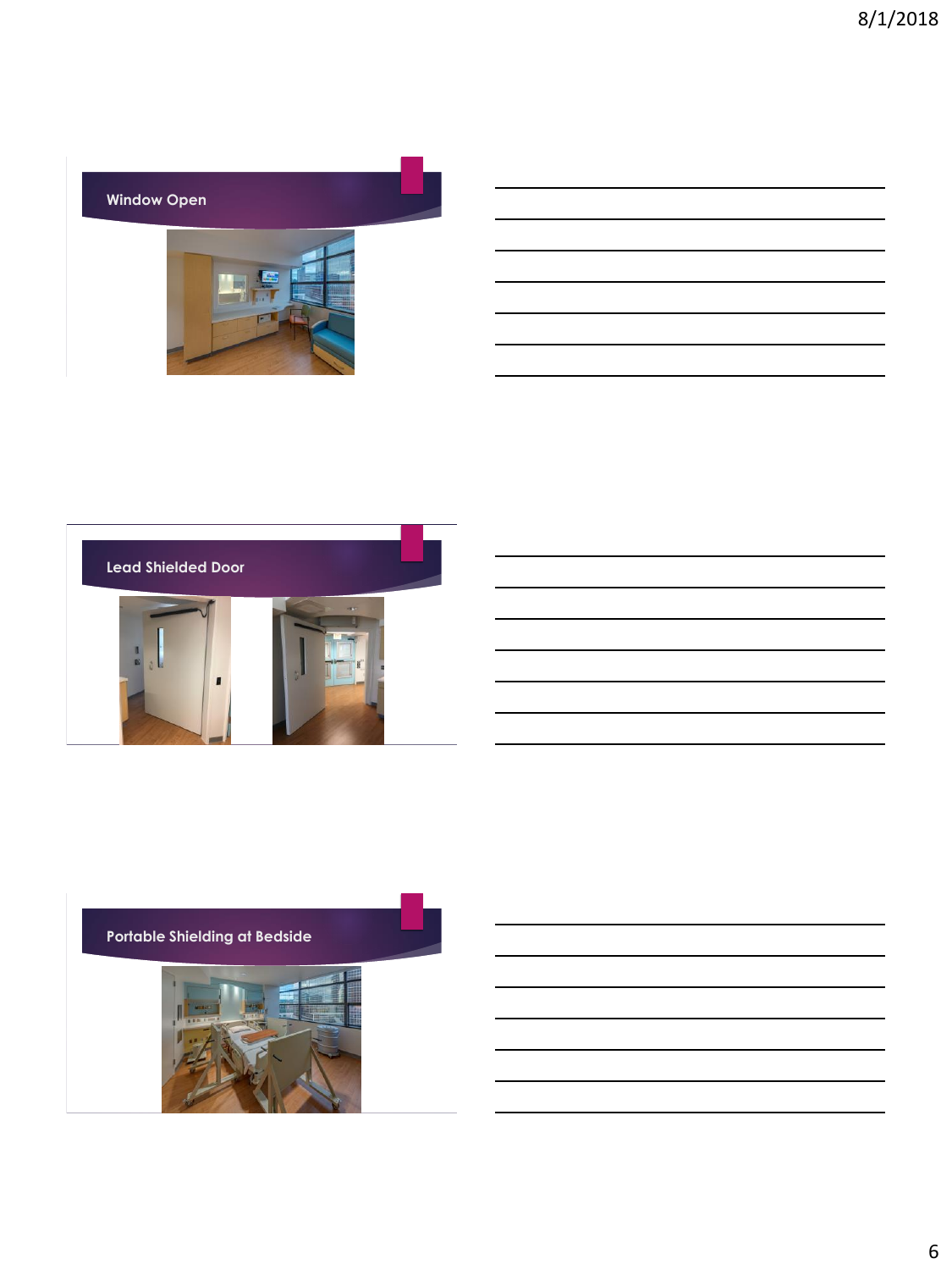## Window Open

## Lead Shielded Door

## Portable Shielding at Bedside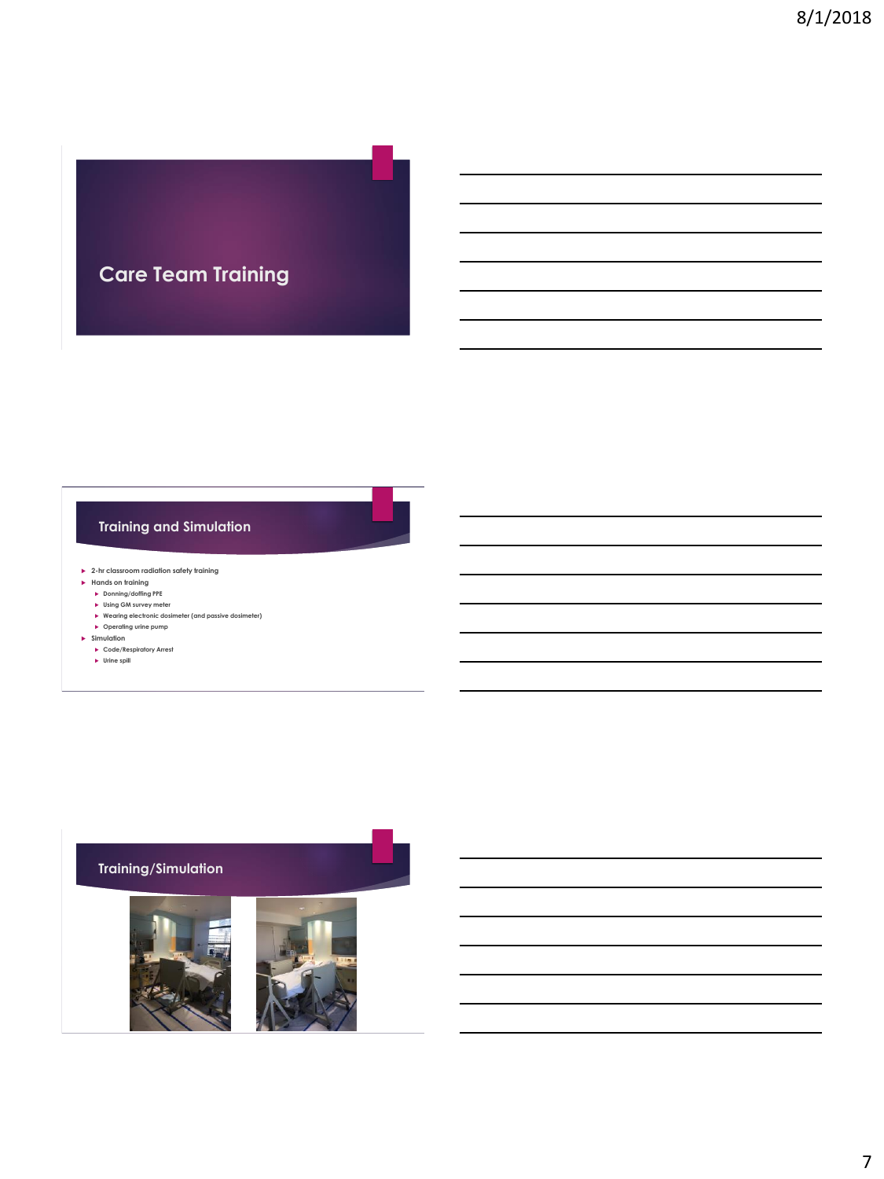## Care Team Training

## Training and Simulation

- 2-hr classroom radiation safety training
- Hands on training
  - Donning/doffing PPE
  - Using GM survey meter
  - Wearing electronic dosimeter (and passive dosimeter)
  - Operating urine pump
- Simulation
  - Code/Respiratory Arrest
  - Urine spill

## Training/Simulation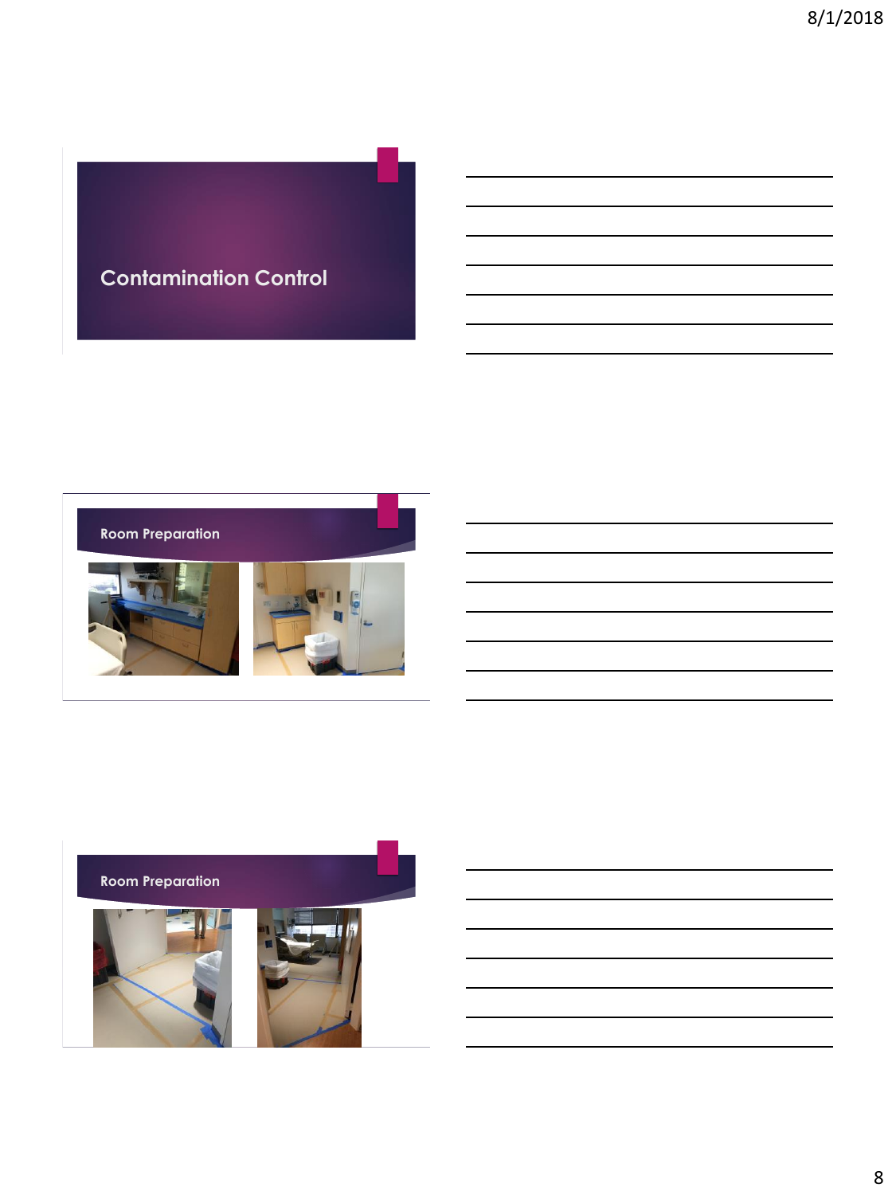# Contamination Control

## Room Preparation

## Room Preparation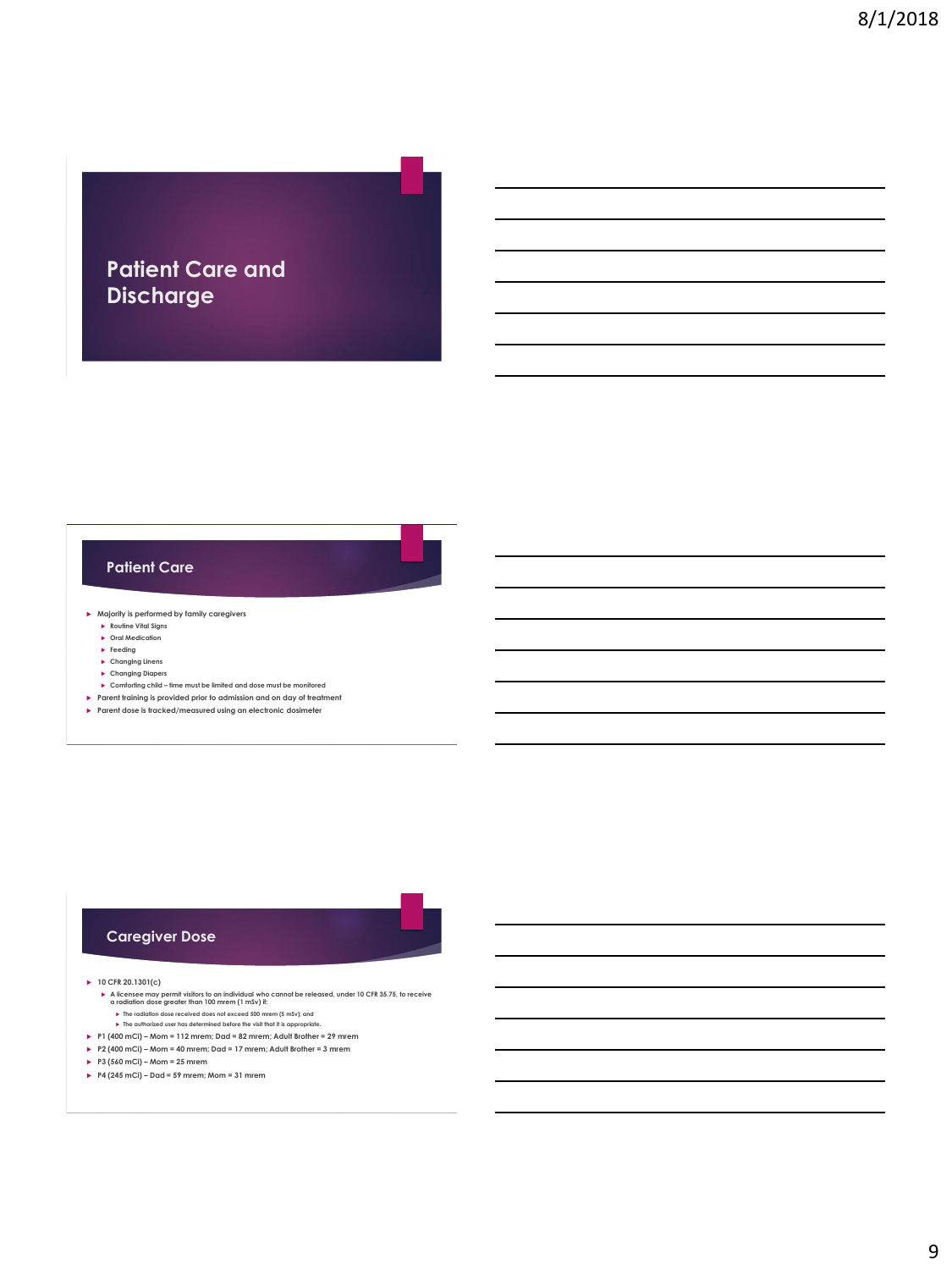# Patient Care and Discharge

## Patient Care

- Majority is performed by family caregivers
  - Routine Vital Signs
  - Oral Medication
  - Feeding
  - Changing Linens
  - Changing Diapers
  - Comforting child – time must be limited and dose must be monitored
- Parent training is provided prior to admission and on day of treatment
- Parent dose is tracked/measured using an electronic dosimeter

## Caregiver Dose

- 10 CFR 20.1301(c)
  - A licensee may permit visitors to an individual who cannot be released, under 10 CFR 35.75, to receive a radiation dose greater than 100 mrem (1 mSv) if:
    - The radiation dose received does not exceed 500 mrem (5 mSv); and
    - The authorized user has determined before the visit that it is appropriate.
- P1 (400 mCi) – Mom = 112 mrem; Dad = 82 mrem; Adult Brother = 29 mrem
- P2 (400 mCi) – Mom = 40 mrem; Dad = 17 mrem; Adult Brother = 3 mrem
- P3 (560 mCi) – Mom = 25 mrem
- P4 (245 mCi) – Dad = 59 mrem; Mom = 31 mrem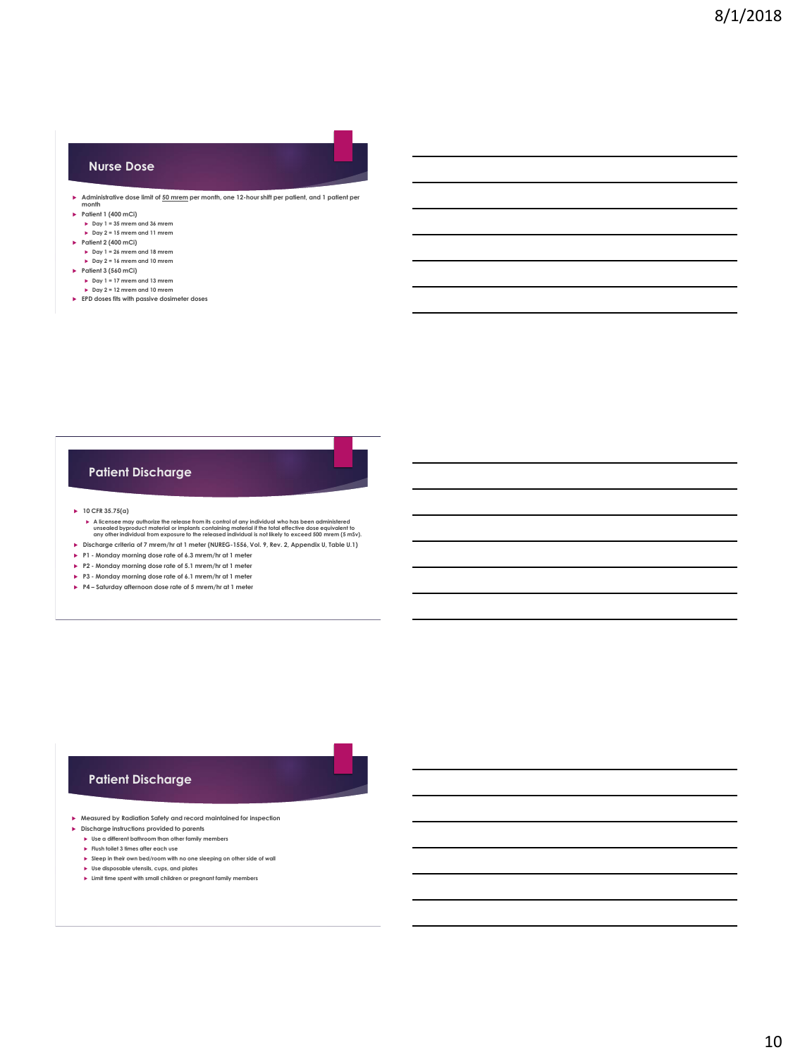## Nurse Dose

- Administrative dose limit of <u>50 mrem</u> per month, one 12-hour shift per patient, and 1 patient per month
- Patient 1 (400 mCi)
  - Day 1 = 35 mrem and 36 mrem
  - Day 2 = 15 mrem and 11 mrem
- Patient 2 (400 mCi)
  - Day 1 = 26 mrem and 18 mrem
  - Day 2 = 16 mrem and 10 mrem
- Patient 3 (560 mCi)
  - Day 1 = 17 mrem and 13 mrem
  - Day 2 = 12 mrem and 10 mrem
- EPD doses fits with passive dosimeter doses

## Patient Discharge

- 10 CFR 35.75(a)
  - A licensee may authorize the release from its control of any individual who has been administered unsealed byproduct material or implants containing material if the total effective dose equivalent to any other individual from exposure to the released individual is not likely to exceed 500 mrem (5 mSv).
- Discharge criteria of 7 mrem/hr at 1 meter (NUREG-1556, Vol. 9, Rev. 2, Appendix U, Table U.1)
- P1 - Monday morning dose rate of 6.3 mrem/hr at 1 meter
- P2 - Monday morning dose rate of 5.1 mrem/hr at 1 meter
- P3 - Monday morning dose rate of 6.1 mrem/hr at 1 meter
- P4 – Saturday afternoon dose rate of 5 mrem/hr at 1 meter

## Patient Discharge

- Measured by Radiation Safety and record maintained for inspection
- Discharge instructions provided to parents
  - Use a different bathroom than other family members
  - Flush toilet 3 times after each use
  - Sleep in their own bed/room with no one sleeping on other side of wall
  - Use disposable utensils, cups, and plates
  - Limit time spent with small children or pregnant family members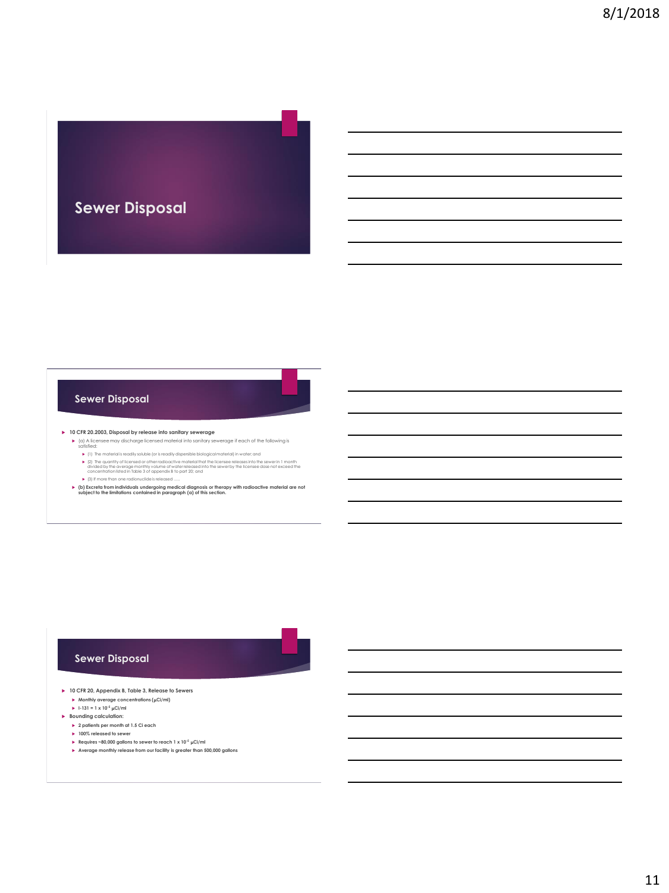# Sewer Disposal

## Sewer Disposal

- 10 CFR 20.2003, Disposal by release into sanitary sewerage
  - (a) A licensee may discharge licensed material into sanitary sewerage if each of the following is satisfied:
    - (1) The material is readily soluble (or is readily dispersible biological material) in water; and
    - (2) The quantity of licensed or other radioactive material that the licensee releases into the sewer in 1 month divided by the average monthly volume of water released into the sewer by the licensee does not exceed the concentration listed in Table 3 of appendix B to part 20; and
    - (3) If more than one radionuclide is released .....
  - **(b) Excreta from individuals undergoing medical diagnosis or therapy with radioactive material are not subject to the limitations contained in paragraph (a) of this section.**

## Sewer Disposal

- 10 CFR 20, Appendix B, Table 3, Release to Sewers
  - Monthly average concentrations ($\mu$Ci/ml)
  - I-131 = $1 \times 10^{-5}$ $\mu$Ci/ml
- Bounding calculation:
  - 2 patients per month at 1.5 Ci each
  - 100% released to sewer
  - Requires ~80,000 gallons to sewer to reach $1 \times 10^{-5}$ $\mu$Ci/ml
  - Average monthly release from our facility is greater than 500,000 gallons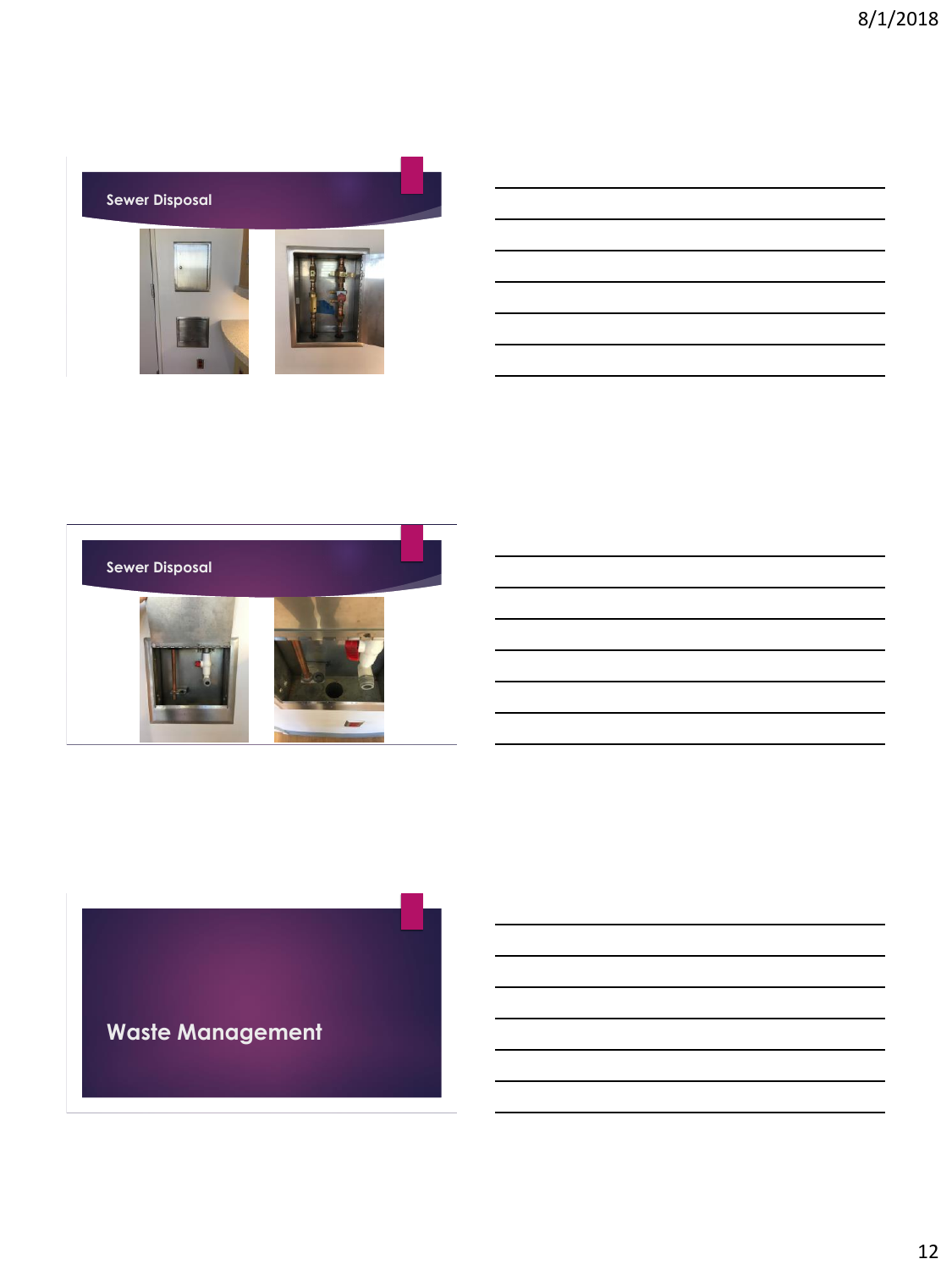## Sewer Disposal

## Sewer Disposal

## Waste Management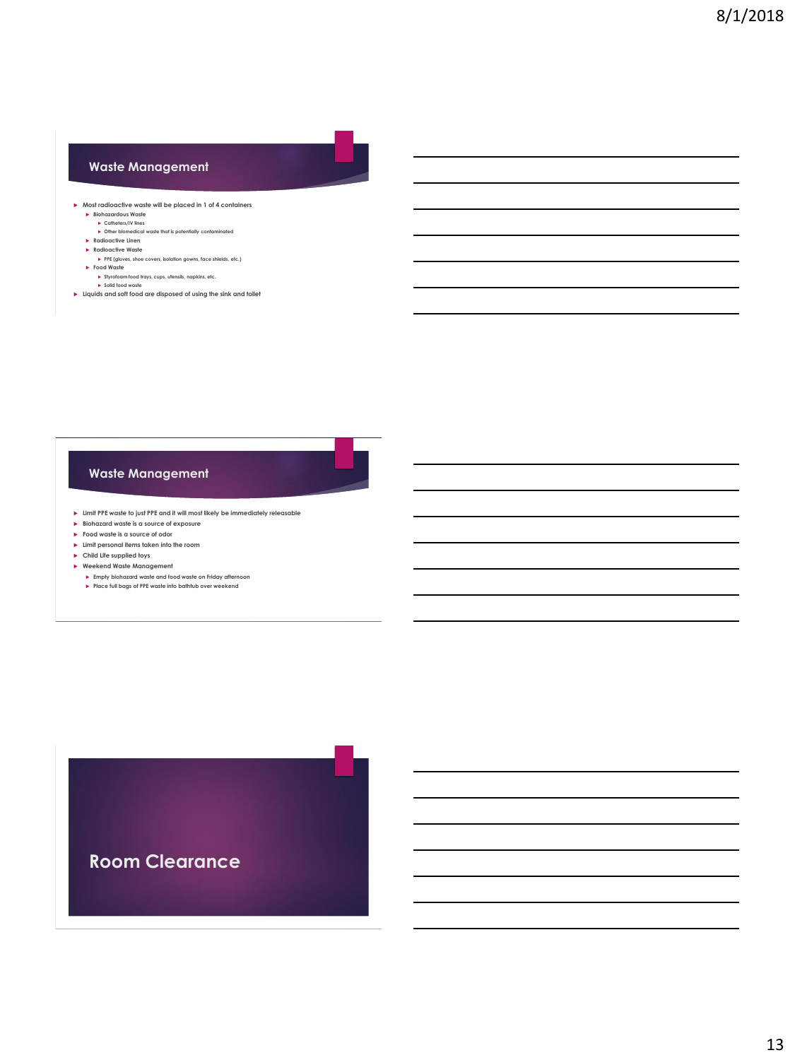## Waste Management

- Most radioactive waste will be placed in 1 of 4 containers
  - Biohazardous Waste
    - Catheters/IV lines
    - Other biomedical waste that is potentially contaminated
  - Radioactive Linen
  - Radioactive Waste
    - PPE (gloves, shoe covers, isolation gowns, face shields, etc.)
  - Food Waste
    - Styrofoam food trays, cups, utensils, napkins, etc.
    - Solid food waste
- Liquids and soft food are disposed of using the sink and toilet

## Waste Management

- Limit PPE waste to just PPE and it will most likely be immediately releasable
- Biohazard waste is a source of exposure
- Food waste is a source of odor
- Limit personal items taken into the room
- Child Life supplied toys
- Weekend Waste Management
  - Empty biohazard waste and food waste on Friday afternoon
  - Place full bags of PPE waste into bathtub over weekend

## Room Clearance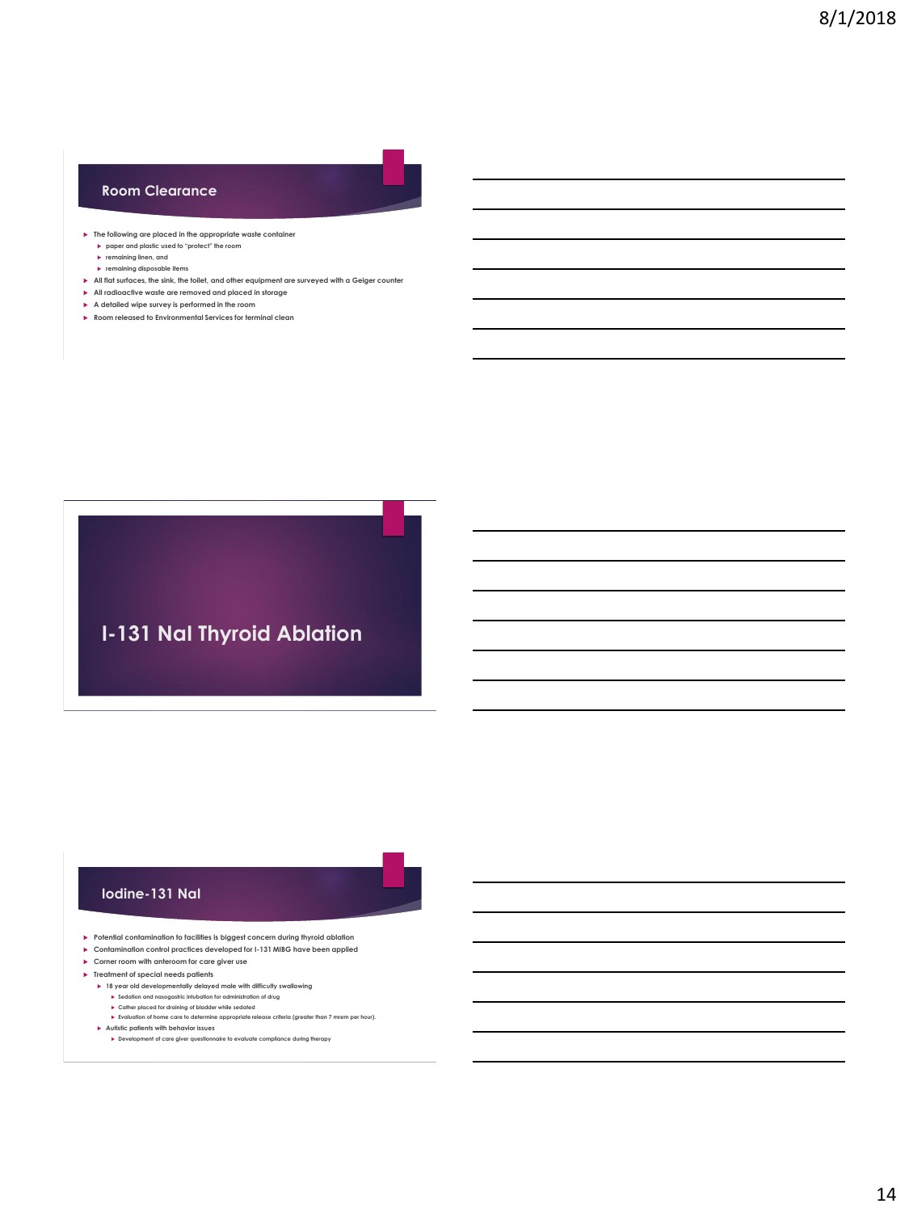## Room Clearance

- The following are placed in the appropriate waste container
  - paper and plastic used to "protect" the room
  - remaining linen, and
  - remaining disposable items
- All flat surfaces, the sink, the toilet, and other equipment are surveyed with a Geiger counter
- All radioactive waste are removed and placed in storage
- A detailed wipe survey is performed in the room
- Room released to Environmental Services for terminal clean

## I-131 NaI Thyroid Ablation

## Iodine-131 NaI

- Potential contamination to facilities is biggest concern during thyroid ablation
- Contamination control practices developed for I-131 MIBG have been applied
- Corner room with anteroom for care giver use
- Treatment of special needs patients
  - 18 year old developmentally delayed male with difficulty swallowing
    - Sedation and nasogastric intubation for administration of drug
    - Cather placed for draining of bladder while sedated
    - Evaluation of home care to determine appropriate release criteria (greater than 7 mrem per hour).
  - Autistic patients with behavior issues
    - Development of care giver questionnaire to evaluate compliance during therapy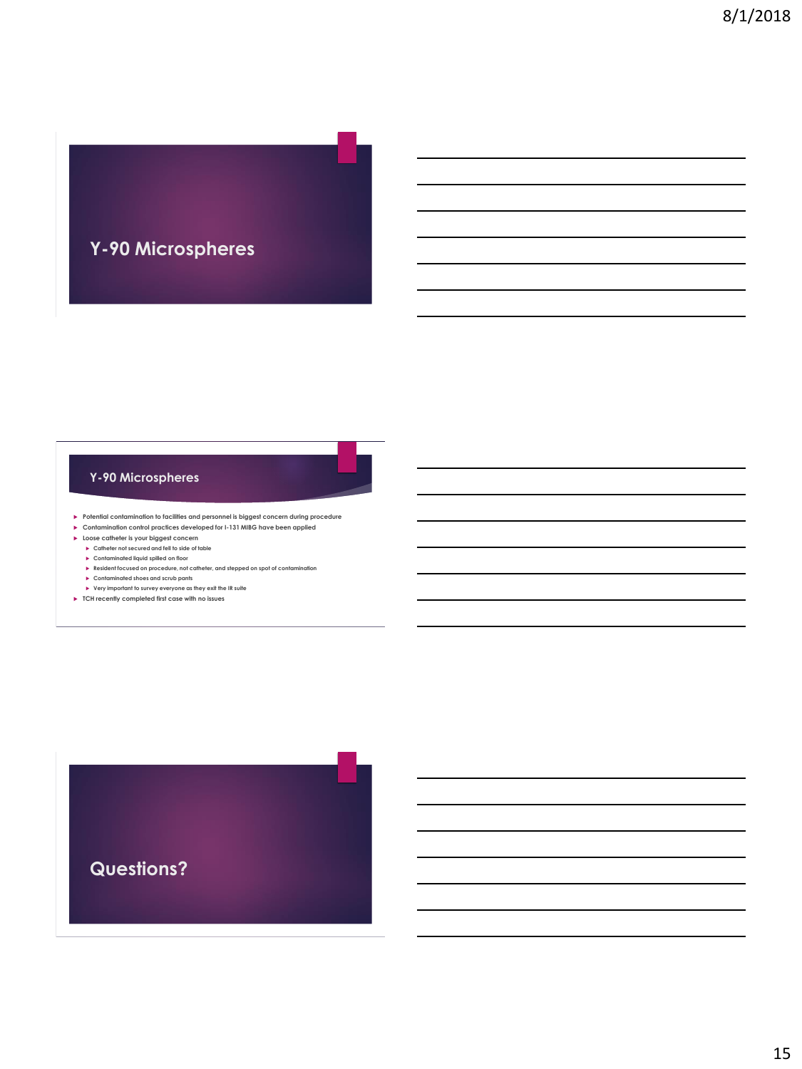# Y-90 Microspheres

## Y-90 Microspheres

- Potential contamination to facilities and personnel is biggest concern during procedure
- Contamination control practices developed for I-131 MIBG have been applied
- Loose catheter is your biggest concern
  - Catheter not secured and fell to side of table
  - Contaminated liquid spilled on floor
  - Resident focused on procedure, not catheter, and stepped on spot of contamination
  - Contaminated shoes and scrub pants
  - Very important to survey everyone as they exit the IR suite
- TCH recently completed first case with no issues

# Questions?